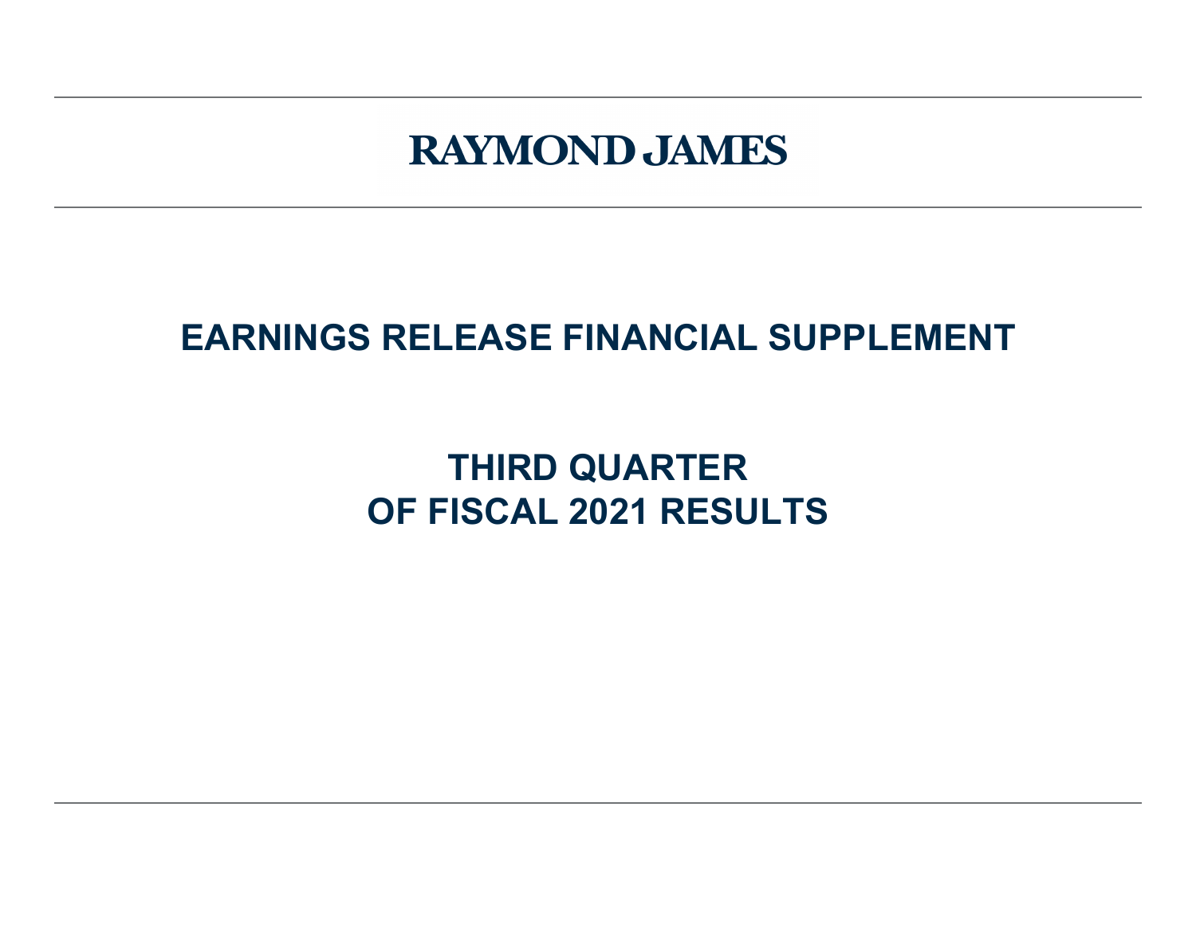# RAYMOND JAMES

## EARNINGS RELEASE FINANCIAL SUPPLEMENT

## THIRD QUARTER OF FISCAL 2021 RESULTS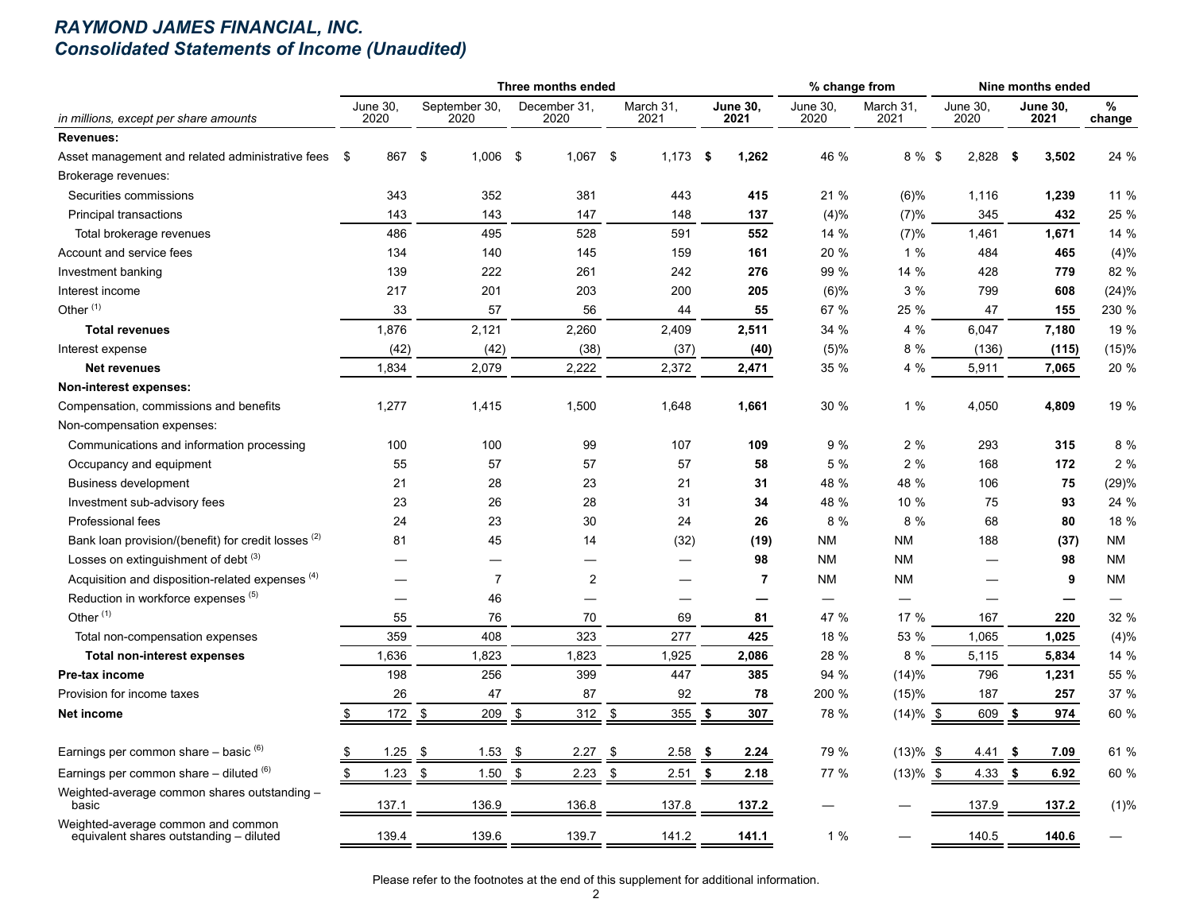# RAYMOND JAMES FINANCIAL, INC.
## Consolidated Statements of Income (Unaudited)

| *in millions, except per share amounts* | Three months ended | | | | | % change from | | Nine months ended | | |
|---|---|---|---|---|---|---|---|---|---|---|
| | June 30, 2020 | September 30, 2020 | December 31, 2020 | March 31, 2021 | **June 30, 2021** | June 30, 2020 | March 31, 2021 | June 30, 2020 | **June 30, 2021** | % change |
| **Revenues:** | | | | | | | | | | |
| Asset management and related administrative fees | $ 867 | $ 1,006 | $ 1,067 | $ 1,173 | **$ 1,262** | 46 % | 8 % | $ 2,828 | **$ 3,502** | 24 % |
| Brokerage revenues: | | | | | | | | | | |
| Securities commissions | 343 | 352 | 381 | 443 | **415** | 21 % | (6)% | 1,116 | **1,239** | 11 % |
| Principal transactions | 143 | 143 | 147 | 148 | **137** | (4)% | (7)% | 345 | **432** | 25 % |
| Total brokerage revenues | 486 | 495 | 528 | 591 | **552** | 14 % | (7)% | 1,461 | **1,671** | 14 % |
| Account and service fees | 134 | 140 | 145 | 159 | **161** | 20 % | 1 % | 484 | **465** | (4)% |
| Investment banking | 139 | 222 | 261 | 242 | **276** | 99 % | 14 % | 428 | **779** | 82 % |
| Interest income | 217 | 201 | 203 | 200 | **205** | (6)% | 3 % | 799 | **608** | (24)% |
| Other [(1)] | 33 | 57 | 56 | 44 | **55** | 67 % | 25 % | 47 | **155** | 230 % |
| **Total revenues** | 1,876 | 2,121 | 2,260 | 2,409 | **2,511** | 34 % | 4 % | 6,047 | **7,180** | 19 % |
| Interest expense | (42) | (42) | (38) | (37) | **(40)** | (5)% | 8 % | (136) | **(115)** | (15)% |
| **Net revenues** | 1,834 | 2,079 | 2,222 | 2,372 | **2,471** | 35 % | 4 % | 5,911 | **7,065** | 20 % |
| **Non-interest expenses:** | | | | | | | | | | |
| Compensation, commissions and benefits | 1,277 | 1,415 | 1,500 | 1,648 | **1,661** | 30 % | 1 % | 4,050 | **4,809** | 19 % |
| Non-compensation expenses: | | | | | | | | | | |
| Communications and information processing | 100 | 100 | 99 | 107 | **109** | 9 % | 2 % | 293 | **315** | 8 % |
| Occupancy and equipment | 55 | 57 | 57 | 57 | **58** | 5 % | 2 % | 168 | **172** | 2 % |
| Business development | 21 | 28 | 23 | 21 | **31** | 48 % | 48 % | 106 | **75** | (29)% |
| Investment sub-advisory fees | 23 | 26 | 28 | 31 | **34** | 48 % | 10 % | 75 | **93** | 24 % |
| Professional fees | 24 | 23 | 30 | 24 | **26** | 8 % | 8 % | 68 | **80** | 18 % |
| Bank loan provision/(benefit) for credit losses [(2)] | 81 | 45 | 14 | (32) | **(19)** | NM | NM | 188 | **(37)** | NM |
| Losses on extinguishment of debt [(3)] | — | — | — | — | **98** | NM | NM | — | **98** | NM |
| Acquisition and disposition-related expenses [(4)] | — | 7 | 2 | — | **7** | NM | NM | — | **9** | NM |
| Reduction in workforce expenses [(5)] | — | 46 | — | — | **—** | — | — | — | **—** | — |
| Other [(1)] | 55 | 76 | 70 | 69 | **81** | 47 % | 17 % | 167 | **220** | 32 % |
| Total non-compensation expenses | 359 | 408 | 323 | 277 | **425** | 18 % | 53 % | 1,065 | **1,025** | (4)% |
| **Total non-interest expenses** | 1,636 | 1,823 | 1,823 | 1,925 | **2,086** | 28 % | 8 % | 5,115 | **5,834** | 14 % |
| **Pre-tax income** | 198 | 256 | 399 | 447 | **385** | 94 % | (14)% | 796 | **1,231** | 55 % |
| Provision for income taxes | 26 | 47 | 87 | 92 | **78** | 200 % | (15)% | 187 | **257** | 37 % |
| **Net income** | $ 172 | $ 209 | $ 312 | $ 355 | **$ 307** | 78 % | (14)% | $ 609 | **$ 974** | 60 % |
| | | | | | | | | | | |
| Earnings per common share – basic [(6)] | $ 1.25 | $ 1.53 | $ 2.27 | $ 2.58 | **$ 2.24** | 79 % | (13)% | $ 4.41 | **$ 7.09** | 61 % |
| Earnings per common share – diluted [(6)] | $ 1.23 | $ 1.50 | $ 2.23 | $ 2.51 | **$ 2.18** | 77 % | (13)% | $ 4.33 | **$ 6.92** | 60 % |
| Weighted-average common shares outstanding – basic | 137.1 | 136.9 | 136.8 | 137.8 | **137.2** | — | — | 137.9 | **137.2** | (1)% |
| Weighted-average common and common equivalent shares outstanding – diluted | 139.4 | 139.6 | 139.7 | 141.2 | **141.1** | 1 % | — | 140.5 | **140.6** | — |

Please refer to the footnotes at the end of this supplement for additional information.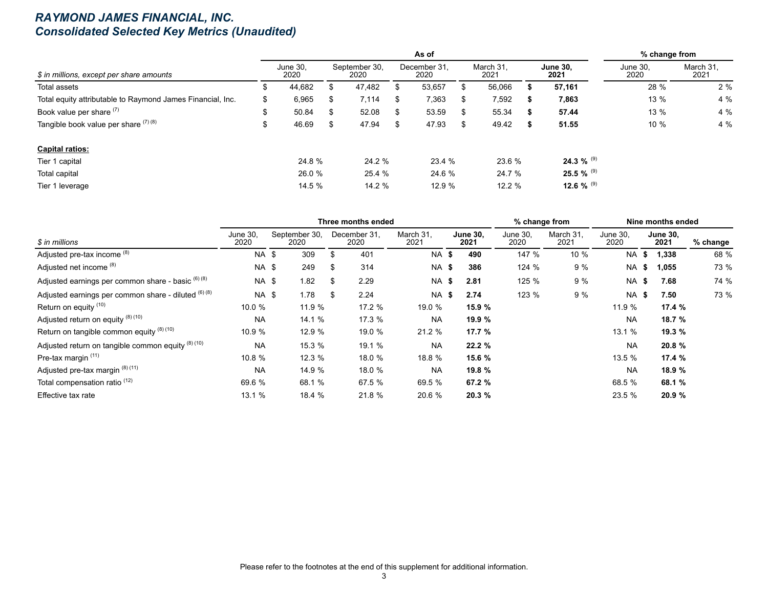# RAYMOND JAMES FINANCIAL, INC.
## Consolidated Selected Key Metrics (Unaudited)

| $ in millions, except per share amounts | As of June 30, 2020 | As of September 30, 2020 | As of December 31, 2020 | As of March 31, 2021 | As of **June 30, 2021** | % change from June 30, 2020 | % change from March 31, 2021 |
|---|---|---|---|---|---|---|---|
| Total assets | $ 44,682 | $ 47,482 | $ 53,657 | $ 56,066 | **$ 57,161** | 28 % | 2 % |
| Total equity attributable to Raymond James Financial, Inc. | $ 6,965 | $ 7,114 | $ 7,363 | $ 7,592 | **$ 7,863** | 13 % | 4 % |
| Book value per share [7] | $ 50.84 | $ 52.08 | $ 53.59 | $ 55.34 | **$ 57.44** | 13 % | 4 % |
| Tangible book value per share [7] [8] | $ 46.69 | $ 47.94 | $ 47.93 | $ 49.42 | **$ 51.55** | 10 % | 4 % |
| **Capital ratios:** | | | | | | | |
| Tier 1 capital | 24.8 % | 24.2 % | 23.4 % | 23.6 % | **24.3 %** [9] | | |
| Total capital | 26.0 % | 25.4 % | 24.6 % | 24.7 % | **25.5 %** [9] | | |
| Tier 1 leverage | 14.5 % | 14.2 % | 12.9 % | 12.2 % | **12.6 %** [9] | | |

| $ in millions | Three months ended June 30, 2020 | Three months ended September 30, 2020 | Three months ended December 31, 2020 | Three months ended March 31, 2021 | Three months ended **June 30, 2021** | % change from June 30, 2020 | % change from March 31, 2021 | Nine months ended June 30, 2020 | Nine months ended **June 30, 2021** | % change |
|---|---|---|---|---|---|---|---|---|---|---|
| Adjusted pre-tax income [8] | NA | $ 309 | $ 401 | NA | **$ 490** | 147 % | 10 % | NA | **$ 1,338** | 68 % |
| Adjusted net income [8] | NA | $ 249 | $ 314 | NA | **$ 386** | 124 % | 9 % | NA | **$ 1,055** | 73 % |
| Adjusted earnings per common share - basic [6] [8] | NA | $ 1.82 | $ 2.29 | NA | **$ 2.81** | 125 % | 9 % | NA | **$ 7.68** | 74 % |
| Adjusted earnings per common share - diluted [6] [8] | NA | $ 1.78 | $ 2.24 | NA | **$ 2.74** | 123 % | 9 % | NA | **$ 7.50** | 73 % |
| Return on equity [10] | 10.0 % | 11.9 % | 17.2 % | 19.0 % | **15.9 %** | | | 11.9 % | **17.4 %** | |
| Adjusted return on equity [8] [10] | NA | 14.1 % | 17.3 % | NA | **19.9 %** | | | NA | **18.7 %** | |
| Return on tangible common equity [8] [10] | 10.9 % | 12.9 % | 19.0 % | 21.2 % | **17.7 %** | | | 13.1 % | **19.3 %** | |
| Adjusted return on tangible common equity [8] [10] | NA | 15.3 % | 19.1 % | NA | **22.2 %** | | | NA | **20.8 %** | |
| Pre-tax margin [11] | 10.8 % | 12.3 % | 18.0 % | 18.8 % | **15.6 %** | | | 13.5 % | **17.4 %** | |
| Adjusted pre-tax margin [8] [11] | NA | 14.9 % | 18.0 % | NA | **19.8 %** | | | NA | **18.9 %** | |
| Total compensation ratio [12] | 69.6 % | 68.1 % | 67.5 % | 69.5 % | **67.2 %** | | | 68.5 % | **68.1 %** | |
| Effective tax rate | 13.1 % | 18.4 % | 21.8 % | 20.6 % | **20.3 %** | | | 23.5 % | **20.9 %** | |

Please refer to the footnotes at the end of this supplement for additional information.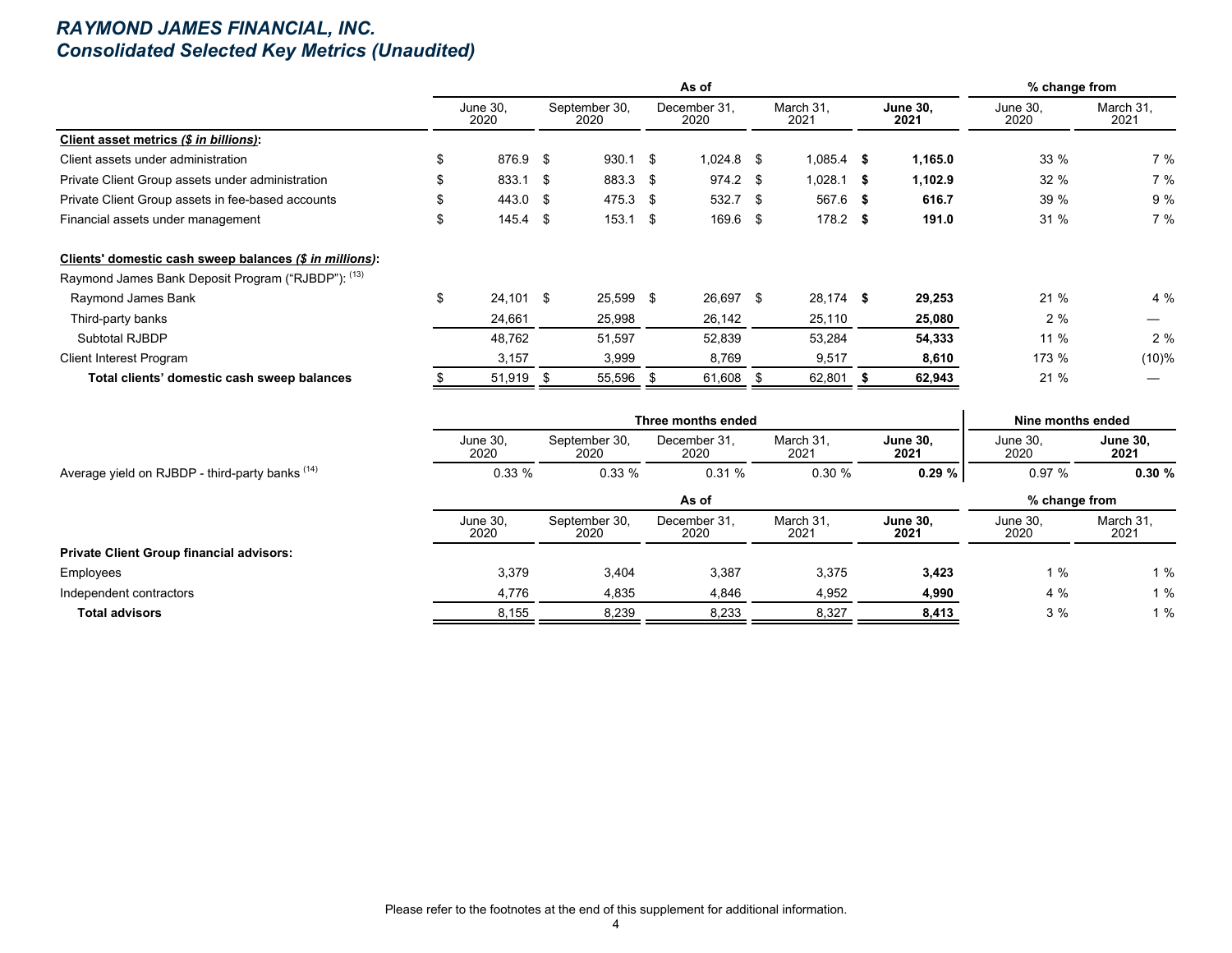## *RAYMOND JAMES FINANCIAL, INC.*
## *Consolidated Selected Key Metrics (Unaudited)*

| | As of | | | | | % change from | |
|---|---|---|---|---|---|---|---|
| | June 30, 2020 | September 30, 2020 | December 31, 2020 | March 31, 2021 | **June 30, 2021** | June 30, 2020 | March 31, 2021 |
| **Client asset metrics *($ in billions)*:** | | | | | | | |
| Client assets under administration | $ 876.9 | $ 930.1 | $ 1,024.8 | $ 1,085.4 | **$ 1,165.0** | 33 % | 7 % |
| Private Client Group assets under administration | $ 833.1 | $ 883.3 | $ 974.2 | $ 1,028.1 | **$ 1,102.9** | 32 % | 7 % |
| Private Client Group assets in fee-based accounts | $ 443.0 | $ 475.3 | $ 532.7 | $ 567.6 | **$ 616.7** | 39 % | 9 % |
| Financial assets under management | $ 145.4 | $ 153.1 | $ 169.6 | $ 178.2 | **$ 191.0** | 31 % | 7 % |
| | | | | | | | |
| **Clients' domestic cash sweep balances *($ in millions)*:** | | | | | | | |
| Raymond James Bank Deposit Program ("RJBDP"): (13) | | | | | | | |
| Raymond James Bank | $ 24,101 | $ 25,599 | $ 26,697 | $ 28,174 | **$ 29,253** | 21 % | 4 % |
| Third-party banks | 24,661 | 25,998 | 26,142 | 25,110 | **25,080** | 2 % | — |
| Subtotal RJBDP | 48,762 | 51,597 | 52,839 | 53,284 | **54,333** | 11 % | 2 % |
| Client Interest Program | 3,157 | 3,999 | 8,769 | 9,517 | **8,610** | 173 % | (10)% |
| **Total clients' domestic cash sweep balances** | $ 51,919 | $ 55,596 | $ 61,608 | $ 62,801 | **$ 62,943** | 21 % | — |

| | Three months ended | | | | | Nine months ended | |
|---|---|---|---|---|---|---|---|
| | June 30, 2020 | September 30, 2020 | December 31, 2020 | March 31, 2021 | **June 30, 2021** | June 30, 2020 | **June 30, 2021** |
| Average yield on RJBDP - third-party banks (14) | 0.33 % | 0.33 % | 0.31 % | 0.30 % | **0.29 %** | 0.97 % | **0.30 %** |

| | As of | | | | | % change from | |
|---|---|---|---|---|---|---|---|
| | June 30, 2020 | September 30, 2020 | December 31, 2020 | March 31, 2021 | **June 30, 2021** | June 30, 2020 | March 31, 2021 |
| **Private Client Group financial advisors:** | | | | | | | |
| Employees | 3,379 | 3,404 | 3,387 | 3,375 | **3,423** | 1 % | 1 % |
| Independent contractors | 4,776 | 4,835 | 4,846 | 4,952 | **4,990** | 4 % | 1 % |
| **Total advisors** | 8,155 | 8,239 | 8,233 | 8,327 | **8,413** | 3 % | 1 % |

Please refer to the footnotes at the end of this supplement for additional information.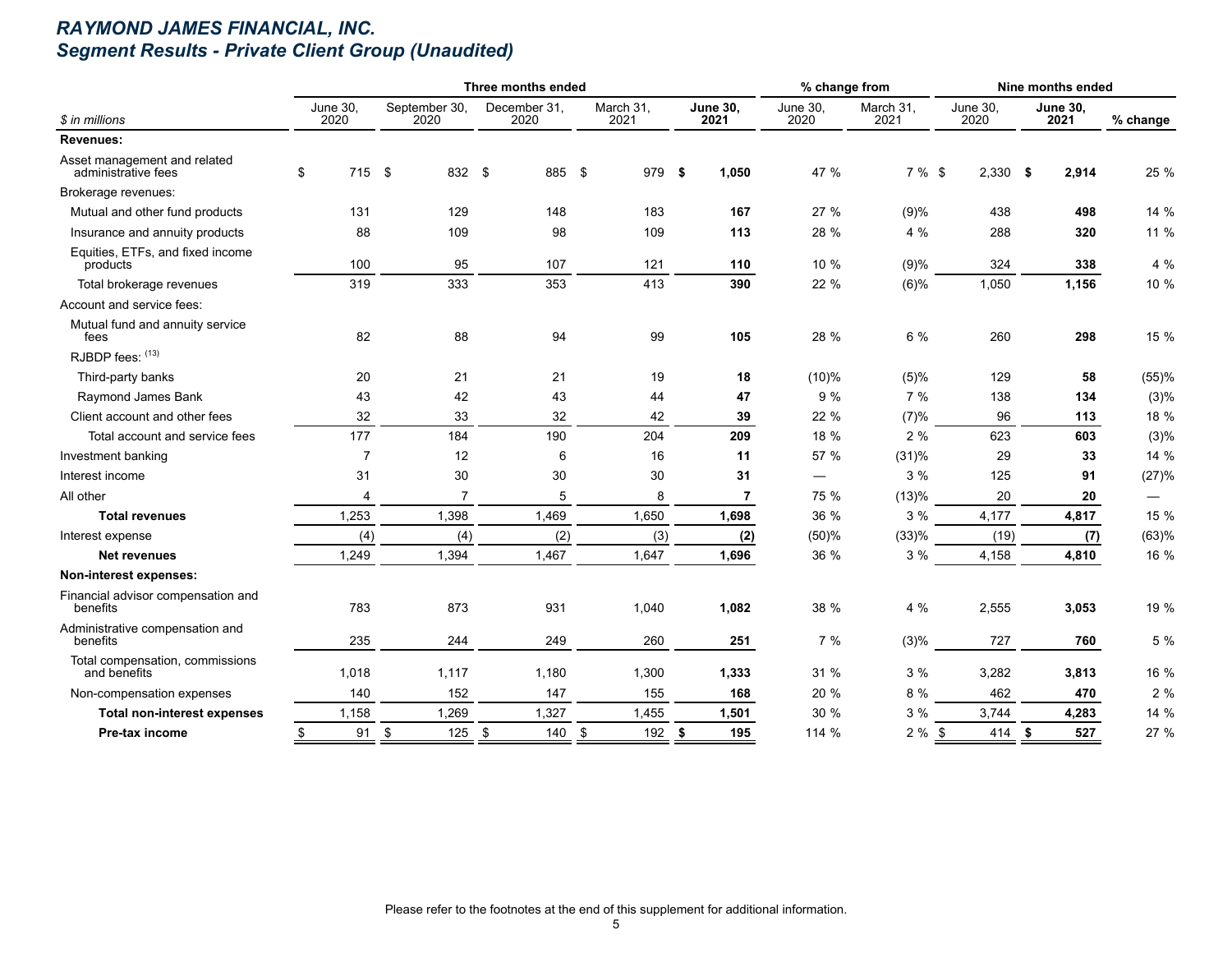# RAYMOND JAMES FINANCIAL, INC.
## Segment Results - Private Client Group (Unaudited)

| $ in millions | Three months ended | | | | | % change from | | Nine months ended | | |
|---|---|---|---|---|---|---|---|---|---|---|
| | June 30, 2020 | September 30, 2020 | December 31, 2020 | March 31, 2021 | **June 30, 2021** | June 30, 2020 | March 31, 2021 | June 30, 2020 | **June 30, 2021** | % change |
| **Revenues:** | | | | | | | | | | |
| Asset management and related administrative fees | $ 715 | $ 832 | $ 885 | $ 979 | **$ 1,050** | 47 % | 7 % | $ 2,330 | **$ 2,914** | 25 % |
| Brokerage revenues: | | | | | | | | | | |
| Mutual and other fund products | 131 | 129 | 148 | 183 | **167** | 27 % | (9)% | 438 | **498** | 14 % |
| Insurance and annuity products | 88 | 109 | 98 | 109 | **113** | 28 % | 4 % | 288 | **320** | 11 % |
| Equities, ETFs, and fixed income products | 100 | 95 | 107 | 121 | **110** | 10 % | (9)% | 324 | **338** | 4 % |
| Total brokerage revenues | 319 | 333 | 353 | 413 | **390** | 22 % | (6)% | 1,050 | **1,156** | 10 % |
| Account and service fees: | | | | | | | | | | |
| Mutual fund and annuity service fees | 82 | 88 | 94 | 99 | **105** | 28 % | 6 % | 260 | **298** | 15 % |
| RJBDP fees: [13] | | | | | | | | | | |
| Third-party banks | 20 | 21 | 21 | 19 | **18** | (10)% | (5)% | 129 | **58** | (55)% |
| Raymond James Bank | 43 | 42 | 43 | 44 | **47** | 9 % | 7 % | 138 | **134** | (3)% |
| Client account and other fees | 32 | 33 | 32 | 42 | **39** | 22 % | (7)% | 96 | **113** | 18 % |
| Total account and service fees | 177 | 184 | 190 | 204 | **209** | 18 % | 2 % | 623 | **603** | (3)% |
| Investment banking | 7 | 12 | 6 | 16 | **11** | 57 % | (31)% | 29 | **33** | 14 % |
| Interest income | 31 | 30 | 30 | 30 | **31** | — | 3 % | 125 | **91** | (27)% |
| All other | 4 | 7 | 5 | 8 | **7** | 75 % | (13)% | 20 | **20** | — |
| **Total revenues** | 1,253 | 1,398 | 1,469 | 1,650 | **1,698** | 36 % | 3 % | 4,177 | **4,817** | 15 % |
| Interest expense | (4) | (4) | (2) | (3) | **(2)** | (50)% | (33)% | (19) | **(7)** | (63)% |
| **Net revenues** | 1,249 | 1,394 | 1,467 | 1,647 | **1,696** | 36 % | 3 % | 4,158 | **4,810** | 16 % |
| **Non-interest expenses:** | | | | | | | | | | |
| Financial advisor compensation and benefits | 783 | 873 | 931 | 1,040 | **1,082** | 38 % | 4 % | 2,555 | **3,053** | 19 % |
| Administrative compensation and benefits | 235 | 244 | 249 | 260 | **251** | 7 % | (3)% | 727 | **760** | 5 % |
| Total compensation, commissions and benefits | 1,018 | 1,117 | 1,180 | 1,300 | **1,333** | 31 % | 3 % | 3,282 | **3,813** | 16 % |
| Non-compensation expenses | 140 | 152 | 147 | 155 | **168** | 20 % | 8 % | 462 | **470** | 2 % |
| **Total non-interest expenses** | 1,158 | 1,269 | 1,327 | 1,455 | **1,501** | 30 % | 3 % | 3,744 | **4,283** | 14 % |
| **Pre-tax income** | $ 91 | $ 125 | $ 140 | $ 192 | **$ 195** | 114 % | 2 % | $ 414 | **$ 527** | 27 % |

Please refer to the footnotes at the end of this supplement for additional information.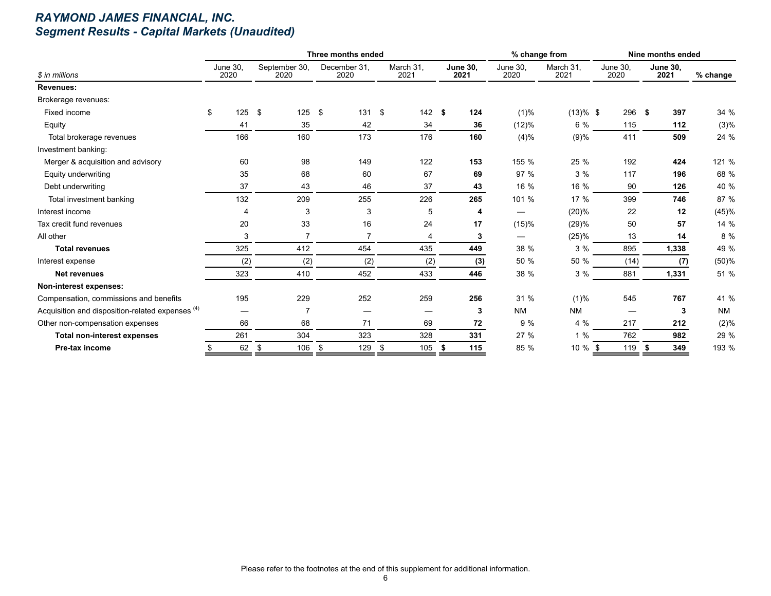# RAYMOND JAMES FINANCIAL, INC.
## Segment Results - Capital Markets (Unaudited)

| $ in millions | Three months ended | | | | | % change from | | Nine months ended | | |
|---|---|---|---|---|---|---|---|---|---|---|
| | June 30, 2020 | September 30, 2020 | December 31, 2020 | March 31, 2021 | **June 30, 2021** | June 30, 2020 | March 31, 2021 | June 30, 2020 | **June 30, 2021** | % change |
| **Revenues:** | | | | | | | | | | |
| Brokerage revenues: | | | | | | | | | | |
| Fixed income | $ 125 | $ 125 | $ 131 | $ 142 | **$ 124** | (1)% | (13)% | $ 296 | **$ 397** | 34 % |
| Equity | 41 | 35 | 42 | 34 | **36** | (12)% | 6 % | 115 | **112** | (3)% |
| Total brokerage revenues | 166 | 160 | 173 | 176 | **160** | (4)% | (9)% | 411 | **509** | 24 % |
| Investment banking: | | | | | | | | | | |
| Merger & acquisition and advisory | 60 | 98 | 149 | 122 | **153** | 155 % | 25 % | 192 | **424** | 121 % |
| Equity underwriting | 35 | 68 | 60 | 67 | **69** | 97 % | 3 % | 117 | **196** | 68 % |
| Debt underwriting | 37 | 43 | 46 | 37 | **43** | 16 % | 16 % | 90 | **126** | 40 % |
| Total investment banking | 132 | 209 | 255 | 226 | **265** | 101 % | 17 % | 399 | **746** | 87 % |
| Interest income | 4 | 3 | 3 | 5 | **4** | — | (20)% | 22 | **12** | (45)% |
| Tax credit fund revenues | 20 | 33 | 16 | 24 | **17** | (15)% | (29)% | 50 | **57** | 14 % |
| All other | 3 | 7 | 7 | 4 | **3** | — | (25)% | 13 | **14** | 8 % |
| **Total revenues** | 325 | 412 | 454 | 435 | **449** | 38 % | 3 % | 895 | **1,338** | 49 % |
| Interest expense | (2) | (2) | (2) | (2) | **(3)** | 50 % | 50 % | (14) | **(7)** | (50)% |
| **Net revenues** | 323 | 410 | 452 | 433 | **446** | 38 % | 3 % | 881 | **1,331** | 51 % |
| **Non-interest expenses:** | | | | | | | | | | |
| Compensation, commissions and benefits | 195 | 229 | 252 | 259 | **256** | 31 % | (1)% | 545 | **767** | 41 % |
| Acquisition and disposition-related expenses [4] | — | 7 | — | — | **3** | NM | NM | — | **3** | NM |
| Other non-compensation expenses | 66 | 68 | 71 | 69 | **72** | 9 % | 4 % | 217 | **212** | (2)% |
| **Total non-interest expenses** | 261 | 304 | 323 | 328 | **331** | 27 % | 1 % | 762 | **982** | 29 % |
| **Pre-tax income** | $ 62 | $ 106 | $ 129 | $ 105 | **$ 115** | 85 % | 10 % | $ 119 | **$ 349** | 193 % |

Please refer to the footnotes at the end of this supplement for additional information.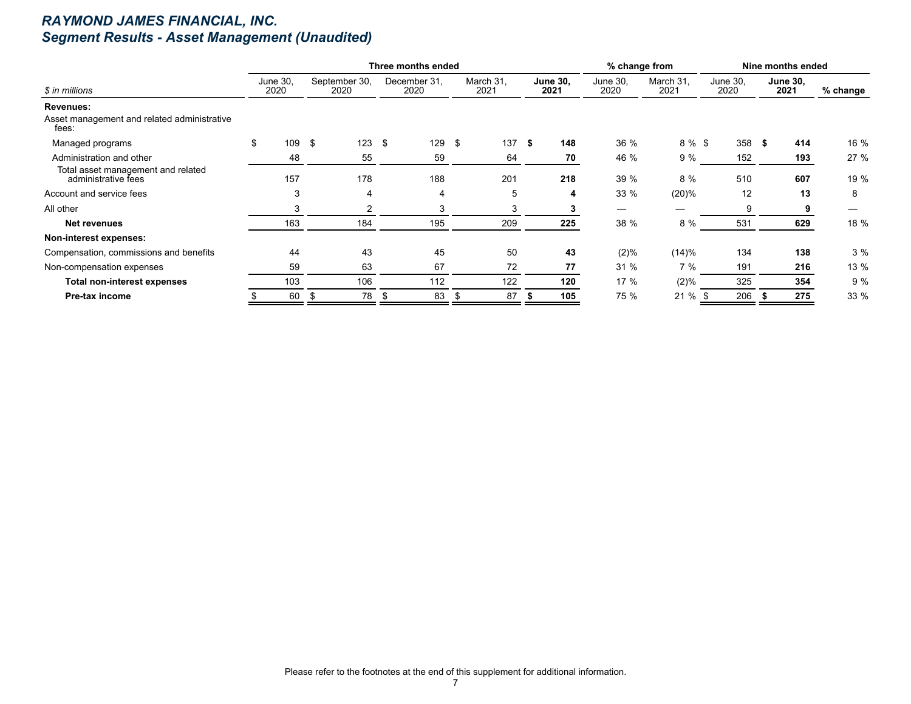# RAYMOND JAMES FINANCIAL, INC.
## Segment Results - Asset Management (Unaudited)

| | Three months ended | | | | | % change from | | Nine months ended | | |
|---|---|---|---|---|---|---|---|---|---|---|
| $ in millions | June 30, 2020 | September 30, 2020 | December 31, 2020 | March 31, 2021 | **June 30, 2021** | June 30, 2020 | March 31, 2021 | June 30, 2020 | **June 30, 2021** | % change |
| **Revenues:** | | | | | | | | | | |
| Asset management and related administrative fees: | | | | | | | | | | |
| Managed programs | $ 109 | $ 123 | $ 129 | $ 137 | **$ 148** | 36 % | 8 % | $ 358 | **$ 414** | 16 % |
| Administration and other | 48 | 55 | 59 | 64 | **70** | 46 % | 9 % | 152 | **193** | 27 % |
| Total asset management and related administrative fees | 157 | 178 | 188 | 201 | **218** | 39 % | 8 % | 510 | **607** | 19 % |
| Account and service fees | 3 | 4 | 4 | 5 | **4** | 33 % | (20)% | 12 | **13** | 8 |
| All other | 3 | 2 | 3 | 3 | **3** | — | — | 9 | **9** | — |
| **Net revenues** | 163 | 184 | 195 | 209 | **225** | 38 % | 8 % | 531 | **629** | 18 % |
| **Non-interest expenses:** | | | | | | | | | | |
| Compensation, commissions and benefits | 44 | 43 | 45 | 50 | **43** | (2)% | (14)% | 134 | **138** | 3 % |
| Non-compensation expenses | 59 | 63 | 67 | 72 | **77** | 31 % | 7 % | 191 | **216** | 13 % |
| **Total non-interest expenses** | 103 | 106 | 112 | 122 | **120** | 17 % | (2)% | 325 | **354** | 9 % |
| **Pre-tax income** | $ 60 | $ 78 | $ 83 | $ 87 | **$ 105** | 75 % | 21 % | $ 206 | **$ 275** | 33 % |

Please refer to the footnotes at the end of this supplement for additional information.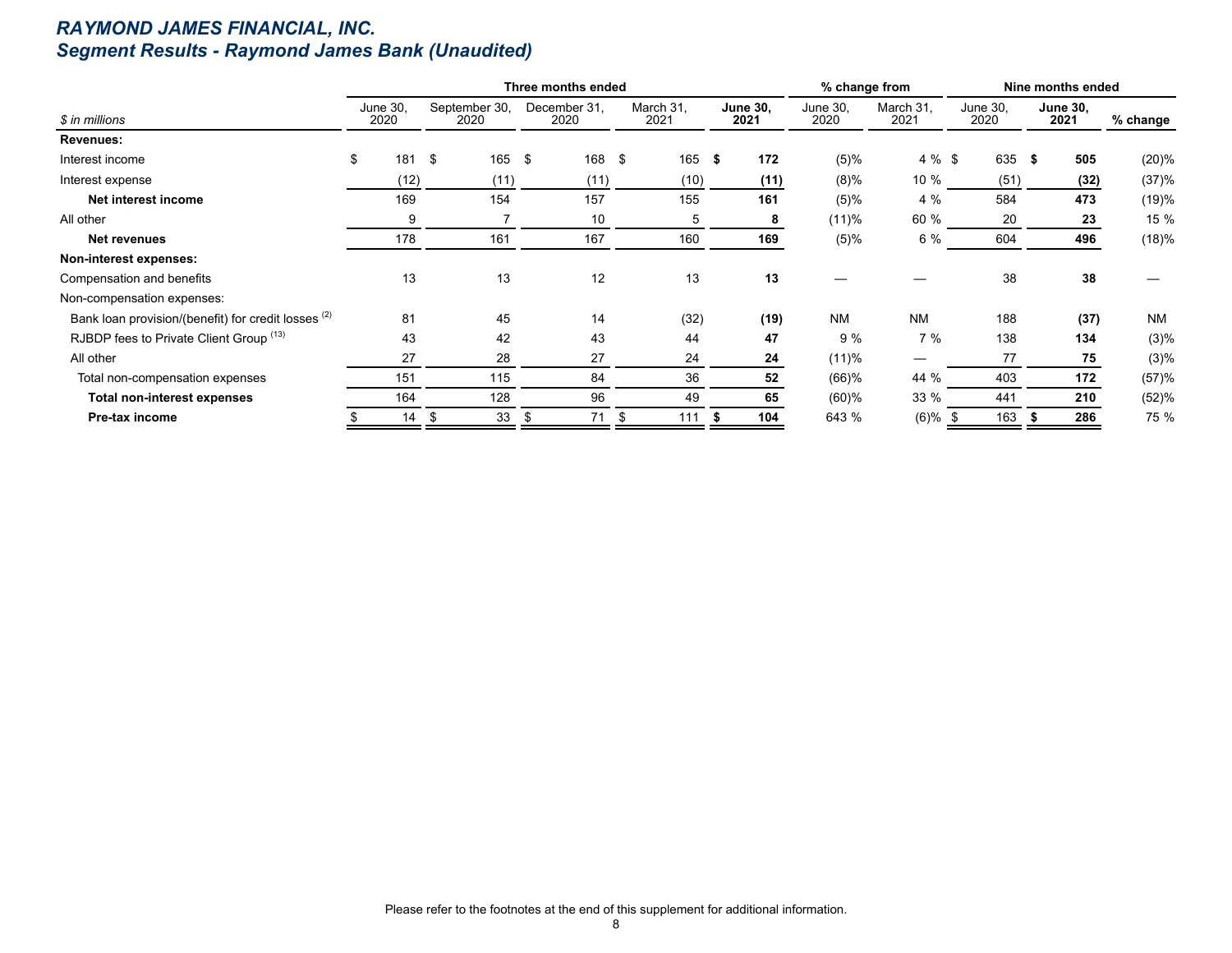# RAYMOND JAMES FINANCIAL, INC.
## Segment Results - Raymond James Bank (Unaudited)

| $ in millions | Three months ended | | | | | % change from | | Nine months ended | | |
|---|---|---|---|---|---|---|---|---|---|---|
| | June 30, 2020 | September 30, 2020 | December 31, 2020 | March 31, 2021 | **June 30, 2021** | June 30, 2020 | March 31, 2021 | June 30, 2020 | **June 30, 2021** | % change |
| **Revenues:** | | | | | | | | | | |
| Interest income | $ 181 | $ 165 | $ 168 | $ 165 | **$ 172** | (5)% | 4 % | $ 635 | **$ 505** | (20)% |
| Interest expense | (12) | (11) | (11) | (10) | **(11)** | (8)% | 10 % | (51) | **(32)** | (37)% |
| **Net interest income** | 169 | 154 | 157 | 155 | **161** | (5)% | 4 % | 584 | **473** | (19)% |
| All other | 9 | 7 | 10 | 5 | **8** | (11)% | 60 % | 20 | **23** | 15 % |
| **Net revenues** | 178 | 161 | 167 | 160 | **169** | (5)% | 6 % | 604 | **496** | (18)% |
| **Non-interest expenses:** | | | | | | | | | | |
| Compensation and benefits | 13 | 13 | 12 | 13 | **13** | — | — | 38 | **38** | — |
| Non-compensation expenses: | | | | | | | | | | |
| Bank loan provision/(benefit) for credit losses [2] | 81 | 45 | 14 | (32) | **(19)** | NM | NM | 188 | **(37)** | NM |
| RJBDP fees to Private Client Group [13] | 43 | 42 | 43 | 44 | **47** | 9 % | 7 % | 138 | **134** | (3)% |
| All other | 27 | 28 | 27 | 24 | **24** | (11)% | — | 77 | **75** | (3)% |
| Total non-compensation expenses | 151 | 115 | 84 | 36 | **52** | (66)% | 44 % | 403 | **172** | (57)% |
| **Total non-interest expenses** | 164 | 128 | 96 | 49 | **65** | (60)% | 33 % | 441 | **210** | (52)% |
| **Pre-tax income** | $ 14 | $ 33 | $ 71 | $ 111 | **$ 104** | 643 % | (6)% | $ 163 | **$ 286** | 75 % |

Please refer to the footnotes at the end of this supplement for additional information.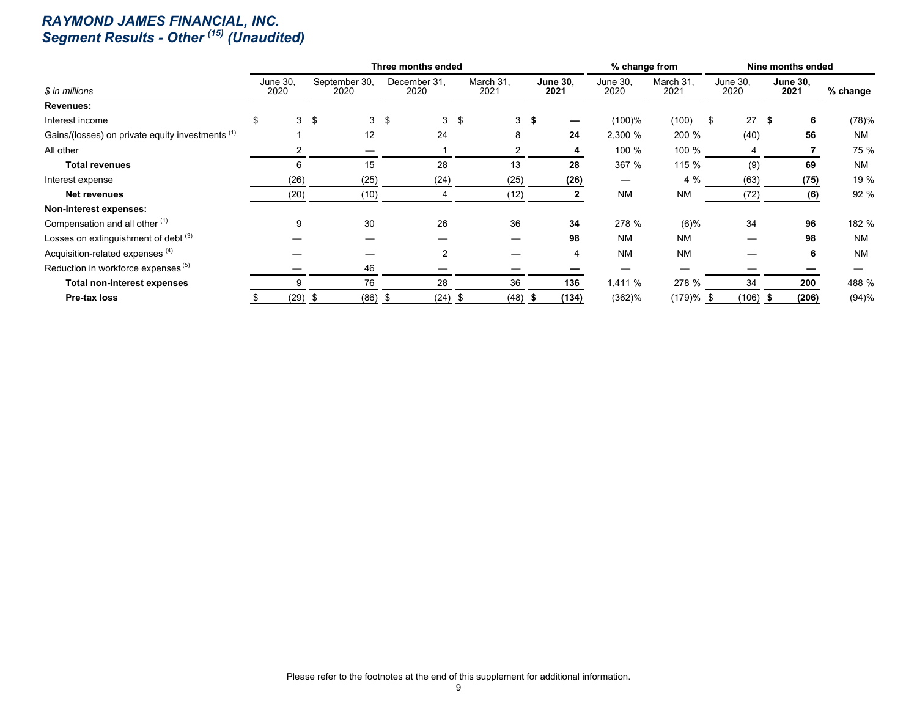# RAYMOND JAMES FINANCIAL, INC.
## Segment Results - Other (15) (Unaudited)

| $ in millions | Three months ended | | | | | % change from | | Nine months ended | | |
|---|---|---|---|---|---|---|---|---|---|---|
| | June 30, 2020 | September 30, 2020 | December 31, 2020 | March 31, 2021 | **June 30, 2021** | June 30, 2020 | March 31, 2021 | June 30, 2020 | **June 30, 2021** | % change |
| **Revenues:** | | | | | | | | | | |
| Interest income | $ 3 | $ 3 | $ 3 | $ 3 | **$ —** | (100)% | (100) | $ 27 | **$ 6** | (78)% |
| Gains/(losses) on private equity investments (1) | 1 | 12 | 24 | 8 | **24** | 2,300 % | 200 % | (40) | **56** | NM |
| All other | 2 | — | 1 | 2 | **4** | 100 % | 100 % | 4 | **7** | 75 % |
| **Total revenues** | 6 | 15 | 28 | 13 | **28** | 367 % | 115 % | (9) | **69** | NM |
| Interest expense | (26) | (25) | (24) | (25) | **(26)** | — | 4 % | (63) | **(75)** | 19 % |
| **Net revenues** | (20) | (10) | 4 | (12) | **2** | NM | NM | (72) | **(6)** | 92 % |
| **Non-interest expenses:** | | | | | | | | | | |
| Compensation and all other (1) | 9 | 30 | 26 | 36 | **34** | 278 % | (6)% | 34 | **96** | 182 % |
| Losses on extinguishment of debt (3) | — | — | — | — | **98** | NM | NM | — | **98** | NM |
| Acquisition-related expenses (4) | — | — | 2 | — | 4 | NM | NM | — | **6** | NM |
| Reduction in workforce expenses (5) | — | 46 | — | — | **—** | — | — | — | **—** | — |
| **Total non-interest expenses** | 9 | 76 | 28 | 36 | **136** | 1,411 % | 278 % | 34 | **200** | 488 % |
| **Pre-tax loss** | $ (29) | $ (86) | $ (24) | $ (48) | **$ (134)** | (362)% | (179)% | $ (106) | **$ (206)** | (94)% |

Please refer to the footnotes at the end of this supplement for additional information.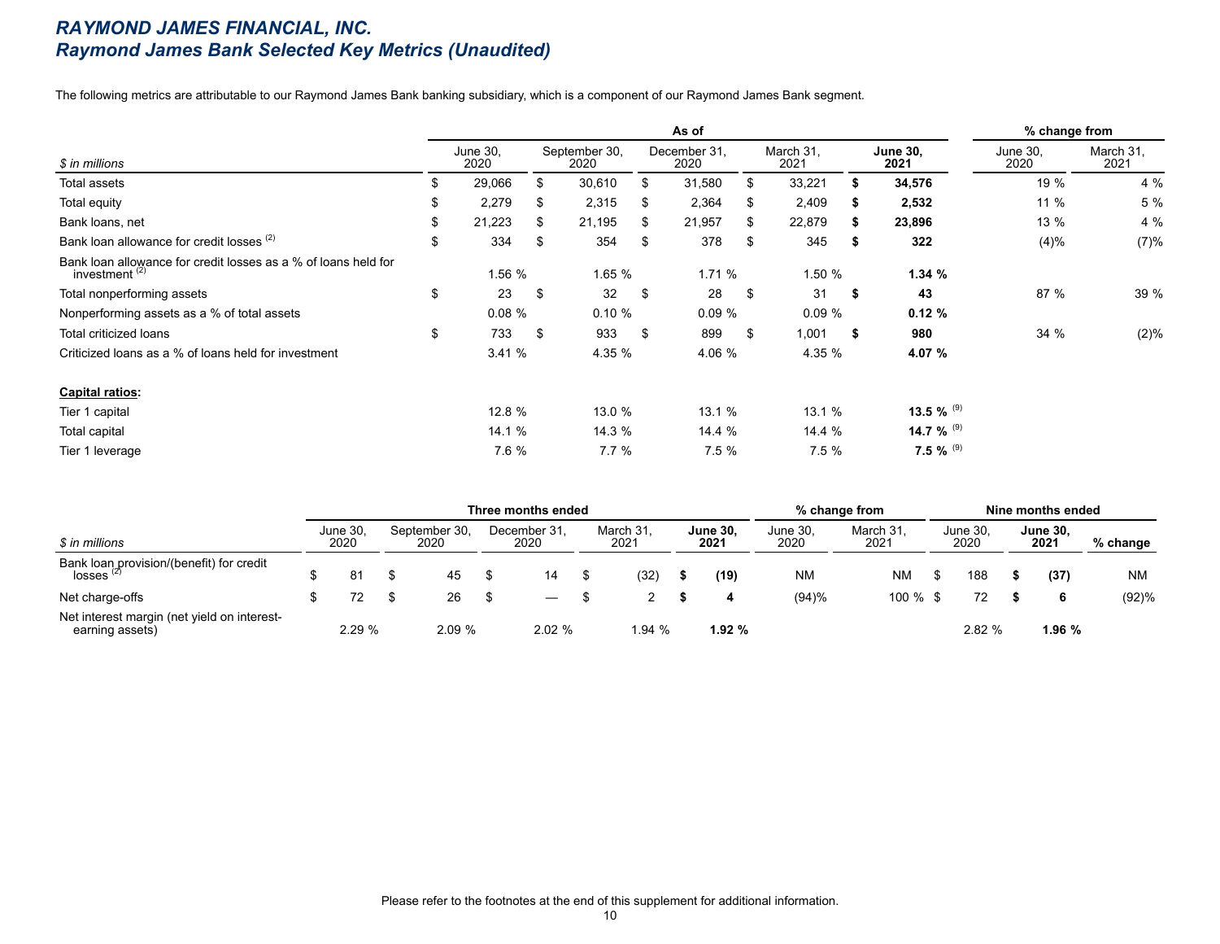# *RAYMOND JAMES FINANCIAL, INC.*
## *Raymond James Bank Selected Key Metrics (Unaudited)*

The following metrics are attributable to our Raymond James Bank banking subsidiary, which is a component of our Raymond James Bank segment.

| | As of | | | | | % change from | |
|---|---|---|---|---|---|---|---|
| *$ in millions* | June 30, 2020 | September 30, 2020 | December 31, 2020 | March 31, 2021 | **June 30, 2021** | June 30, 2020 | March 31, 2021 |
| Total assets | $ 29,066 | $ 30,610 | $ 31,580 | $ 33,221 | **$ 34,576** | 19 % | 4 % |
| Total equity | $ 2,279 | $ 2,315 | $ 2,364 | $ 2,409 | **$ 2,532** | 11 % | 5 % |
| Bank loans, net | $ 21,223 | $ 21,195 | $ 21,957 | $ 22,879 | **$ 23,896** | 13 % | 4 % |
| Bank loan allowance for credit losses [2] | $ 334 | $ 354 | $ 378 | $ 345 | **$ 322** | (4)% | (7)% |
| Bank loan allowance for credit losses as a % of loans held for investment [2] | 1.56 % | 1.65 % | 1.71 % | 1.50 % | **1.34 %** | | |
| Total nonperforming assets | $ 23 | $ 32 | $ 28 | $ 31 | **$ 43** | 87 % | 39 % |
| Nonperforming assets as a % of total assets | 0.08 % | 0.10 % | 0.09 % | 0.09 % | **0.12 %** | | |
| Total criticized loans | $ 733 | $ 933 | $ 899 | $ 1,001 | **$ 980** | 34 % | (2)% |
| Criticized loans as a % of loans held for investment | 3.41 % | 4.35 % | 4.06 % | 4.35 % | **4.07 %** | | |
| | | | | | | | |
| **Capital ratios:** | | | | | | | |
| Tier 1 capital | 12.8 % | 13.0 % | 13.1 % | 13.1 % | **13.5 %** [9] | | |
| Total capital | 14.1 % | 14.3 % | 14.4 % | 14.4 % | **14.7 %** [9] | | |
| Tier 1 leverage | 7.6 % | 7.7 % | 7.5 % | 7.5 % | **7.5 %** [9] | | |

| | Three months ended | | | | | % change from | | Nine months ended | | |
|---|---|---|---|---|---|---|---|---|---|---|
| *$ in millions* | June 30, 2020 | September 30, 2020 | December 31, 2020 | March 31, 2021 | **June 30, 2021** | June 30, 2020 | March 31, 2021 | June 30, 2020 | **June 30, 2021** | % change |
| Bank loan provision/(benefit) for credit losses [2] | $ 81 | $ 45 | $ 14 | $ (32) | **$ (19)** | NM | NM | $ 188 | **$ (37)** | NM |
| Net charge-offs | $ 72 | $ 26 | $ — | $ 2 | **$ 4** | (94)% | 100 % | $ 72 | **$ 6** | (92)% |
| Net interest margin (net yield on interest-earning assets) | 2.29 % | 2.09 % | 2.02 % | 1.94 % | **1.92 %** | | | 2.82 % | **1.96 %** | |

Please refer to the footnotes at the end of this supplement for additional information.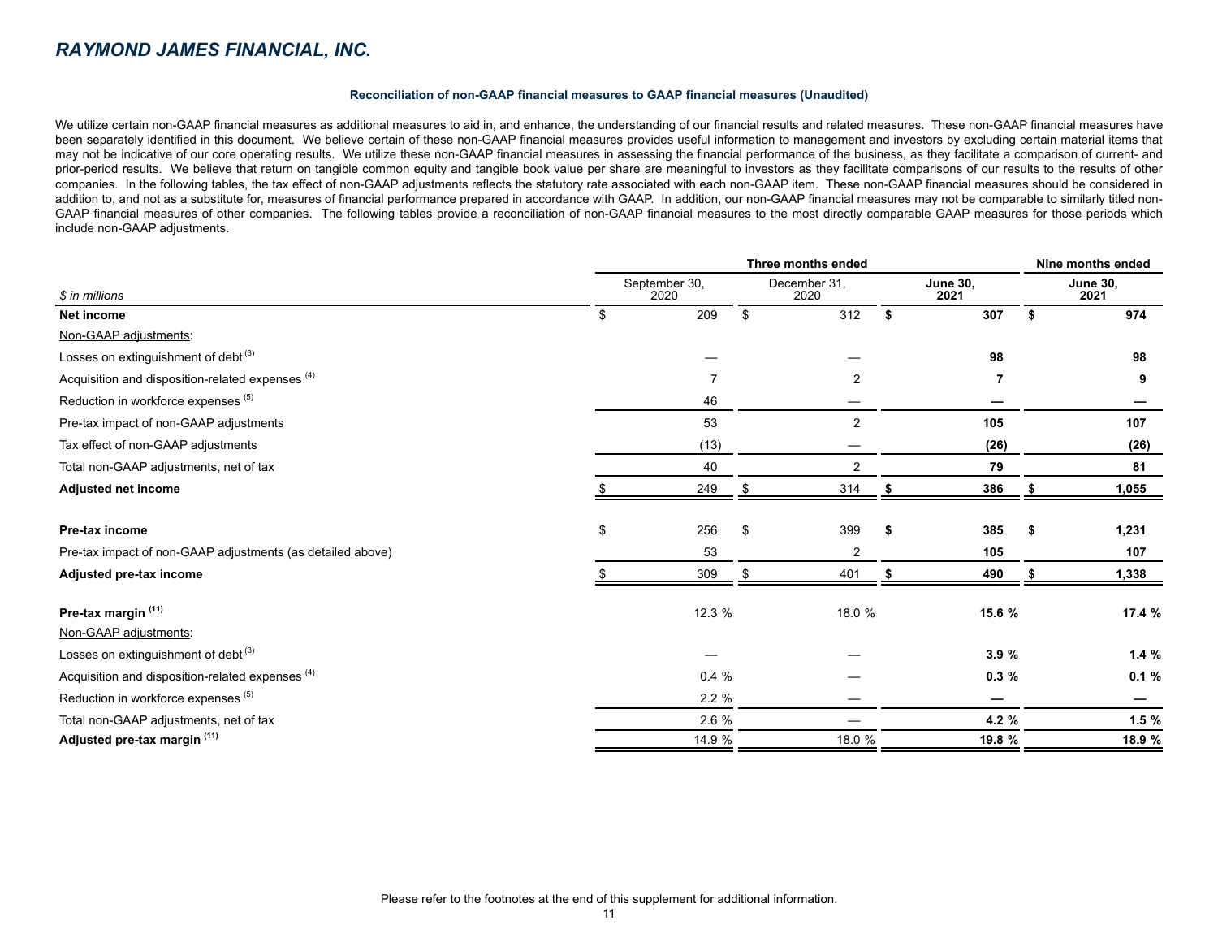## RAYMOND JAMES FINANCIAL, INC.

**Reconciliation of non-GAAP financial measures to GAAP financial measures (Unaudited)**

We utilize certain non-GAAP financial measures as additional measures to aid in, and enhance, the understanding of our financial results and related measures. These non-GAAP financial measures have been separately identified in this document. We believe certain of these non-GAAP financial measures provides useful information to management and investors by excluding certain material items that may not be indicative of our core operating results. We utilize these non-GAAP financial measures in assessing the financial performance of the business, as they facilitate a comparison of current- and prior-period results. We believe that return on tangible common equity and tangible book value per share are meaningful to investors as they facilitate comparisons of our results to the results of other companies. In the following tables, the tax effect of non-GAAP adjustments reflects the statutory rate associated with each non-GAAP item. These non-GAAP financial measures should be considered in addition to, and not as a substitute for, measures of financial performance prepared in accordance with GAAP. In addition, our non-GAAP financial measures may not be comparable to similarly titled non-GAAP financial measures of other companies. The following tables provide a reconciliation of non-GAAP financial measures to the most directly comparable GAAP measures for those periods which include non-GAAP adjustments.

| | Three months ended | | | Nine months ended |
|---|---|---|---|---|
| *$ in millions* | September 30, 2020 | December 31, 2020 | **June 30, 2021** | **June 30, 2021** |
| **Net income** | $ 209 | $ 312 | **$ 307** | **$ 974** |
| Non-GAAP adjustments: | | | | |
| Losses on extinguishment of debt [3] | — | — | **98** | **98** |
| Acquisition and disposition-related expenses [4] | 7 | 2 | **7** | **9** |
| Reduction in workforce expenses [5] | 46 | — | **—** | **—** |
| Pre-tax impact of non-GAAP adjustments | 53 | 2 | **105** | **107** |
| Tax effect of non-GAAP adjustments | (13) | — | **(26)** | **(26)** |
| Total non-GAAP adjustments, net of tax | 40 | 2 | **79** | **81** |
| **Adjusted net income** | $ 249 | $ 314 | **$ 386** | **$ 1,055** |
| | | | | |
| **Pre-tax income** | $ 256 | $ 399 | **$ 385** | **$ 1,231** |
| Pre-tax impact of non-GAAP adjustments (as detailed above) | 53 | 2 | **105** | **107** |
| **Adjusted pre-tax income** | $ 309 | $ 401 | **$ 490** | **$ 1,338** |
| | | | | |
| **Pre-tax margin [11]** | 12.3 % | 18.0 % | **15.6 %** | **17.4 %** |
| Non-GAAP adjustments: | | | | |
| Losses on extinguishment of debt [3] | — | — | **3.9 %** | **1.4 %** |
| Acquisition and disposition-related expenses [4] | 0.4 % | — | **0.3 %** | **0.1 %** |
| Reduction in workforce expenses [5] | 2.2 % | — | **—** | **—** |
| Total non-GAAP adjustments, net of tax | 2.6 % | — | **4.2 %** | **1.5 %** |
| **Adjusted pre-tax margin [11]** | 14.9 % | 18.0 % | **19.8 %** | **18.9 %** |

Please refer to the footnotes at the end of this supplement for additional information.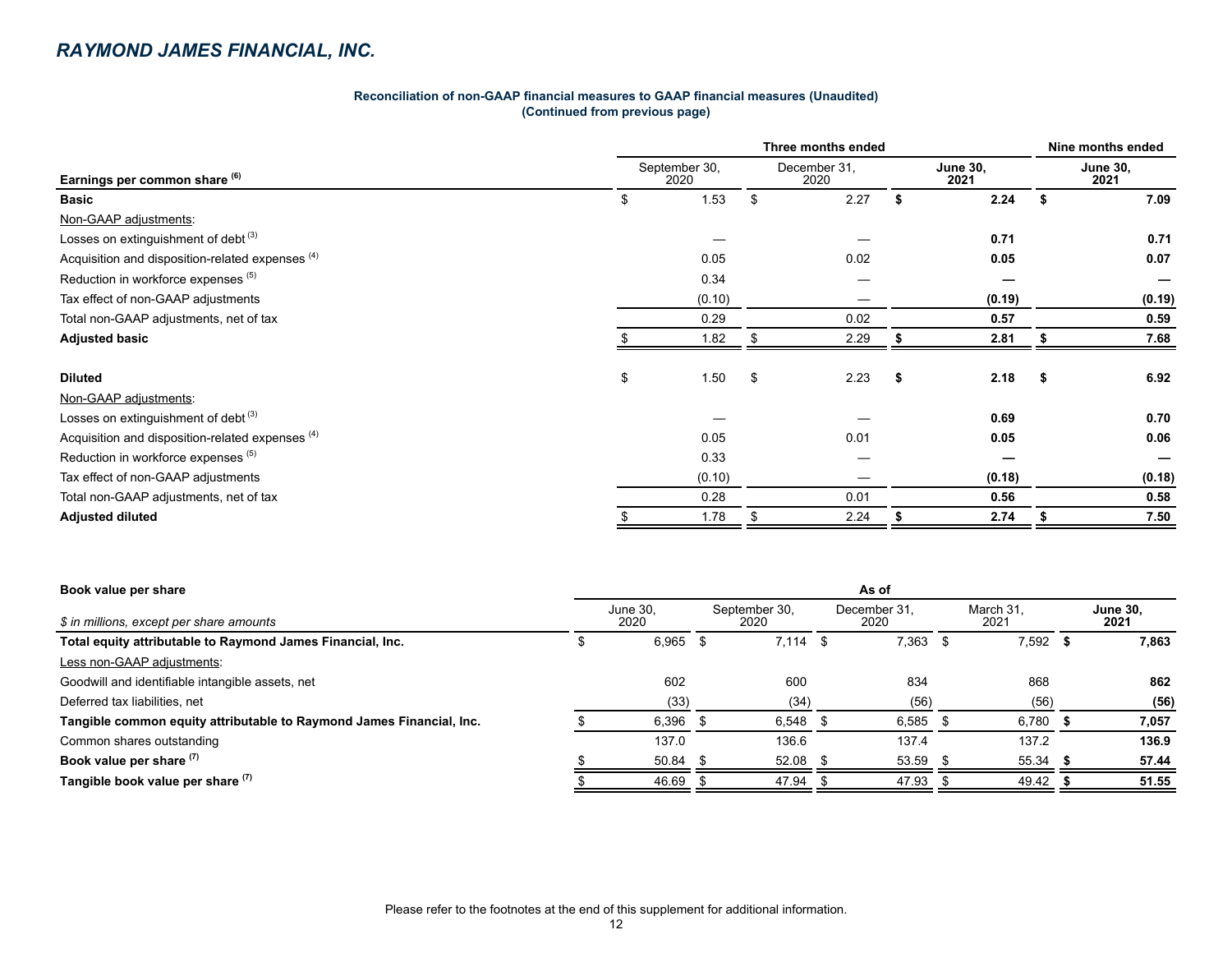## RAYMOND JAMES FINANCIAL, INC.

**Reconciliation of non-GAAP financial measures to GAAP financial measures (Unaudited)**
**(Continued from previous page)**

| Earnings per common share [6] | Three months ended September 30, 2020 | Three months ended December 31, 2020 | Three months ended **June 30, 2021** | Nine months ended **June 30, 2021** |
|---|---|---|---|---|
| **Basic** | $ 1.53 | $ 2.27 | **$ 2.24** | **$ 7.09** |
| Non-GAAP adjustments: | | | | |
| Losses on extinguishment of debt [3] | — | — | **0.71** | **0.71** |
| Acquisition and disposition-related expenses [4] | 0.05 | 0.02 | **0.05** | **0.07** |
| Reduction in workforce expenses [5] | 0.34 | — | **—** | **—** |
| Tax effect of non-GAAP adjustments | (0.10) | — | **(0.19)** | **(0.19)** |
| Total non-GAAP adjustments, net of tax | 0.29 | 0.02 | **0.57** | **0.59** |
| **Adjusted basic** | $ 1.82 | $ 2.29 | **$ 2.81** | **$ 7.68** |
| | | | | |
| **Diluted** | $ 1.50 | $ 2.23 | **$ 2.18** | **$ 6.92** |
| Non-GAAP adjustments: | | | | |
| Losses on extinguishment of debt [3] | — | — | **0.69** | **0.70** |
| Acquisition and disposition-related expenses [4] | 0.05 | 0.01 | **0.05** | **0.06** |
| Reduction in workforce expenses [5] | 0.33 | — | **—** | **—** |
| Tax effect of non-GAAP adjustments | (0.10) | — | **(0.18)** | **(0.18)** |
| Total non-GAAP adjustments, net of tax | 0.28 | 0.01 | **0.56** | **0.58** |
| **Adjusted diluted** | $ 1.78 | $ 2.24 | **$ 2.74** | **$ 7.50** |

| **Book value per share** <br> *$ in millions, except per share amounts* | As of June 30, 2020 | September 30, 2020 | December 31, 2020 | March 31, 2021 | **June 30, 2021** |
|---|---|---|---|---|---|
| **Total equity attributable to Raymond James Financial, Inc.** | $ 6,965 | $ 7,114 | $ 7,363 | $ 7,592 | **$ 7,863** |
| Less non-GAAP adjustments: | | | | | |
| Goodwill and identifiable intangible assets, net | 602 | 600 | 834 | 868 | **862** |
| Deferred tax liabilities, net | (33) | (34) | (56) | (56) | **(56)** |
| **Tangible common equity attributable to Raymond James Financial, Inc.** | $ 6,396 | $ 6,548 | $ 6,585 | $ 6,780 | **$ 7,057** |
| Common shares outstanding | 137.0 | 136.6 | 137.4 | 137.2 | **136.9** |
| **Book value per share [7]** | $ 50.84 | $ 52.08 | $ 53.59 | $ 55.34 | **$ 57.44** |
| **Tangible book value per share [7]** | $ 46.69 | $ 47.94 | $ 47.93 | $ 49.42 | **$ 51.55** |

Please refer to the footnotes at the end of this supplement for additional information.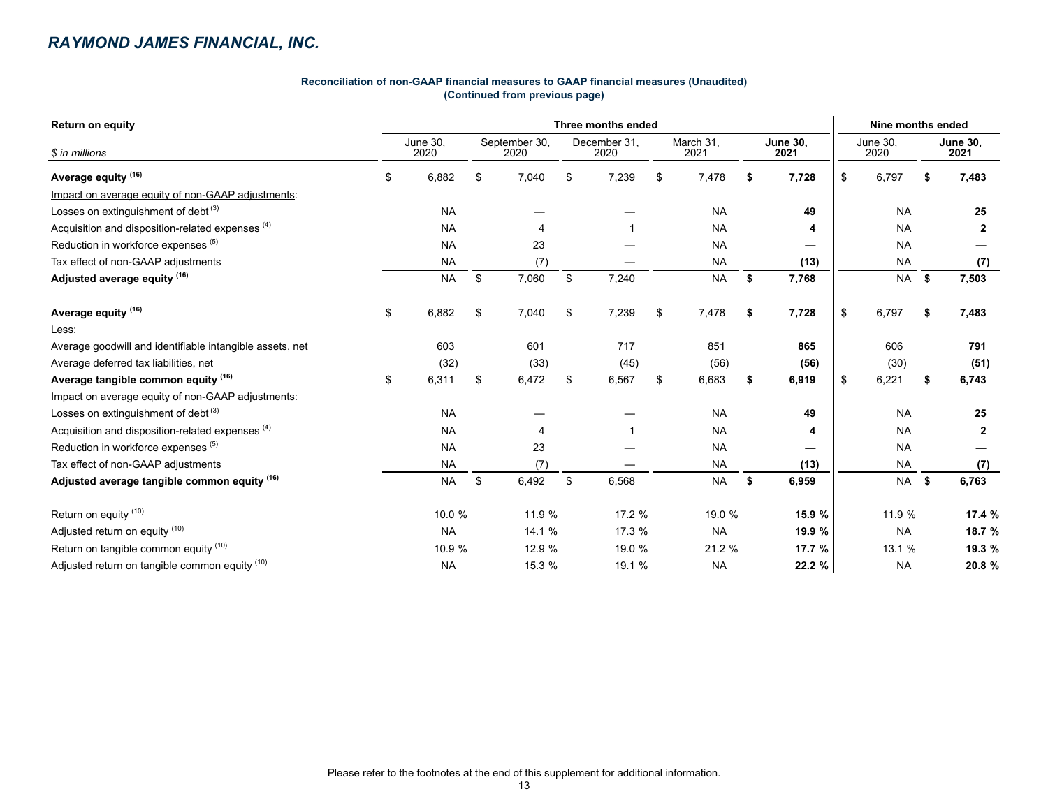## RAYMOND JAMES FINANCIAL, INC.

**Reconciliation of non-GAAP financial measures to GAAP financial measures (Unaudited)**
**(Continued from previous page)**

| Return on equity | Three months ended | | | | | Nine months ended | |
|---|---|---|---|---|---|---|---|
| *$ in millions* | June 30, 2020 | September 30, 2020 | December 31, 2020 | March 31, 2021 | **June 30, 2021** | June 30, 2020 | **June 30, 2021** |
| **Average equity** [16] | $ 6,882 | $ 7,040 | $ 7,239 | $ 7,478 | **$ 7,728** | $ 6,797 | **$ 7,483** |
| Impact on average equity of non-GAAP adjustments: | | | | | | | |
| Losses on extinguishment of debt [3] | NA | — | — | NA | **49** | NA | **25** |
| Acquisition and disposition-related expenses [4] | NA | 4 | 1 | NA | **4** | NA | **2** |
| Reduction in workforce expenses [5] | NA | 23 | — | NA | **—** | NA | **—** |
| Tax effect of non-GAAP adjustments | NA | (7) | — | NA | **(13)** | NA | **(7)** |
| **Adjusted average equity** [16] | NA | $ 7,060 | $ 7,240 | NA | **$ 7,768** | NA | **$ 7,503** |
| | | | | | | | |
| **Average equity** [16] | $ 6,882 | $ 7,040 | $ 7,239 | $ 7,478 | **$ 7,728** | $ 6,797 | **$ 7,483** |
| Less: | | | | | | | |
| Average goodwill and identifiable intangible assets, net | 603 | 601 | 717 | 851 | **865** | 606 | **791** |
| Average deferred tax liabilities, net | (32) | (33) | (45) | (56) | **(56)** | (30) | **(51)** |
| **Average tangible common equity** [16] | $ 6,311 | $ 6,472 | $ 6,567 | $ 6,683 | **$ 6,919** | $ 6,221 | **$ 6,743** |
| Impact on average equity of non-GAAP adjustments: | | | | | | | |
| Losses on extinguishment of debt [3] | NA | — | — | NA | **49** | NA | **25** |
| Acquisition and disposition-related expenses [4] | NA | 4 | 1 | NA | **4** | NA | **2** |
| Reduction in workforce expenses [5] | NA | 23 | — | NA | **—** | NA | **—** |
| Tax effect of non-GAAP adjustments | NA | (7) | — | NA | **(13)** | NA | **(7)** |
| **Adjusted average tangible common equity** [16] | NA | $ 6,492 | $ 6,568 | NA | **$ 6,959** | NA | **$ 6,763** |
| | | | | | | | |
| Return on equity [10] | 10.0 % | 11.9 % | 17.2 % | 19.0 % | **15.9 %** | 11.9 % | **17.4 %** |
| Adjusted return on equity [10] | NA | 14.1 % | 17.3 % | NA | **19.9 %** | NA | **18.7 %** |
| Return on tangible common equity [10] | 10.9 % | 12.9 % | 19.0 % | 21.2 % | **17.7 %** | 13.1 % | **19.3 %** |
| Adjusted return on tangible common equity [10] | NA | 15.3 % | 19.1 % | NA | **22.2 %** | NA | **20.8 %** |

Please refer to the footnotes at the end of this supplement for additional information.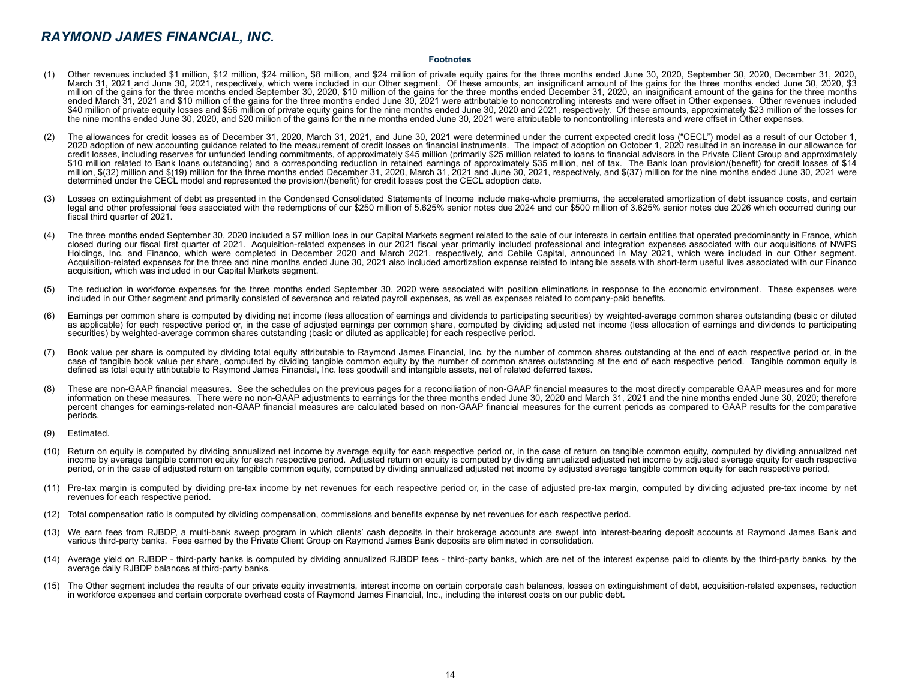## RAYMOND JAMES FINANCIAL, INC.

### Footnotes

(1) Other revenues included $1 million, $12 million, $24 million, $8 million, and $24 million of private equity gains for the three months ended June 30, 2020, September 30, 2020, December 31, 2020, March 31, 2021 and June 30, 2021, respectively, which were included in our Other segment. Of these amounts, an insignificant amount of the gains for the three months ended June 30, 2020, $3 million of the gains for the three months ended September 30, 2020, $10 million of the gains for the three months ended December 31, 2020, an insignificant amount of the gains for the three months ended March 31, 2021 and $10 million of the gains for the three months ended June 30, 2021 were attributable to noncontrolling interests and were offset in Other expenses. Other revenues included $40 million of private equity losses and $56 million of private equity gains for the nine months ended June 30, 2020 and 2021, respectively. Of these amounts, approximately $23 million of the losses for the nine months ended June 30, 2020, and $20 million of the gains for the nine months ended June 30, 2021 were attributable to noncontrolling interests and were offset in Other expenses.

(2) The allowances for credit losses as of December 31, 2020, March 31, 2021, and June 30, 2021 were determined under the current expected credit loss ("CECL") model as a result of our October 1, 2020 adoption of new accounting guidance related to the measurement of credit losses on financial instruments. The impact of adoption on October 1, 2020 resulted in an increase in our allowance for credit losses, including reserves for unfunded lending commitments, of approximately $45 million (primarily $25 million related to loans to financial advisors in the Private Client Group and approximately $10 million related to Bank loans outstanding) and a corresponding reduction in retained earnings of approximately $35 million, net of tax. The Bank loan provision/(benefit) for credit losses of $14 million, $(32) million and $(19) million for the three months ended December 31, 2020, March 31, 2021 and June 30, 2021, respectively, and $(37) million for the nine months ended June 30, 2021 were determined under the CECL model and represented the provision/(benefit) for credit losses post the CECL adoption date.

(3) Losses on extinguishment of debt as presented in the Condensed Consolidated Statements of Income include make-whole premiums, the accelerated amortization of debt issuance costs, and certain legal and other professional fees associated with the redemptions of our $250 million of 5.625% senior notes due 2024 and our $500 million of 3.625% senior notes due 2026 which occurred during our fiscal third quarter of 2021.

(4) The three months ended September 30, 2020 included a $7 million loss in our Capital Markets segment related to the sale of our interests in certain entities that operated predominantly in France, which closed during our fiscal first quarter of 2021. Acquisition-related expenses in our 2021 fiscal year primarily included professional and integration expenses associated with our acquisitions of NWPS Holdings, Inc. and Financo, which were completed in December 2020 and March 2021, respectively, and Cebile Capital, announced in May 2021, which were included in our Other segment. Acquisition-related expenses for the three and nine months ended June 30, 2021 also included amortization expense related to intangible assets with short-term useful lives associated with our Financo acquisition, which was included in our Capital Markets segment.

(5) The reduction in workforce expenses for the three months ended September 30, 2020 were associated with position eliminations in response to the economic environment. These expenses were included in our Other segment and primarily consisted of severance and related payroll expenses, as well as expenses related to company-paid benefits.

(6) Earnings per common share is computed by dividing net income (less allocation of earnings and dividends to participating securities) by weighted-average common shares outstanding (basic or diluted as applicable) for each respective period or, in the case of adjusted earnings per common share, computed by dividing adjusted net income (less allocation of earnings and dividends to participating securities) by weighted-average common shares outstanding (basic or diluted as applicable) for each respective period.

(7) Book value per share is computed by dividing total equity attributable to Raymond James Financial, Inc. by the number of common shares outstanding at the end of each respective period or, in the case of tangible book value per share, computed by dividing tangible common equity by the number of common shares outstanding at the end of each respective period. Tangible common equity is defined as total equity attributable to Raymond James Financial, Inc. less goodwill and intangible assets, net of related deferred taxes.

(8) These are non-GAAP financial measures. See the schedules on the previous pages for a reconciliation of non-GAAP financial measures to the most directly comparable GAAP measures and for more information on these measures. There were no non-GAAP adjustments to earnings for the three months ended June 30, 2020 and March 31, 2021 and the nine months ended June 30, 2020; therefore percent changes for earnings-related non-GAAP financial measures are calculated based on non-GAAP financial measures for the current periods as compared to GAAP results for the comparative periods.

(9) Estimated.

(10) Return on equity is computed by dividing annualized net income by average equity for each respective period or, in the case of return on tangible common equity, computed by dividing annualized net income by average tangible common equity for each respective period. Adjusted return on equity is computed by dividing annualized adjusted net income by adjusted average equity for each respective period, or in the case of adjusted return on tangible common equity, computed by dividing annualized adjusted net income by adjusted average tangible common equity for each respective period.

(11) Pre-tax margin is computed by dividing pre-tax income by net revenues for each respective period or, in the case of adjusted pre-tax margin, computed by dividing adjusted pre-tax income by net revenues for each respective period.

(12) Total compensation ratio is computed by dividing compensation, commissions and benefits expense by net revenues for each respective period.

(13) We earn fees from RJBDP, a multi-bank sweep program in which clients' cash deposits in their brokerage accounts are swept into interest-bearing deposit accounts at Raymond James Bank and various third-party banks. Fees earned by the Private Client Group on Raymond James Bank deposits are eliminated in consolidation.

(14) Average yield on RJBDP - third-party banks is computed by dividing annualized RJBDP fees - third-party banks, which are net of the interest expense paid to clients by the third-party banks, by the average daily RJBDP balances at third-party banks.

(15) The Other segment includes the results of our private equity investments, interest income on certain corporate cash balances, losses on extinguishment of debt, acquisition-related expenses, reduction in workforce expenses and certain corporate overhead costs of Raymond James Financial, Inc., including the interest costs on our public debt.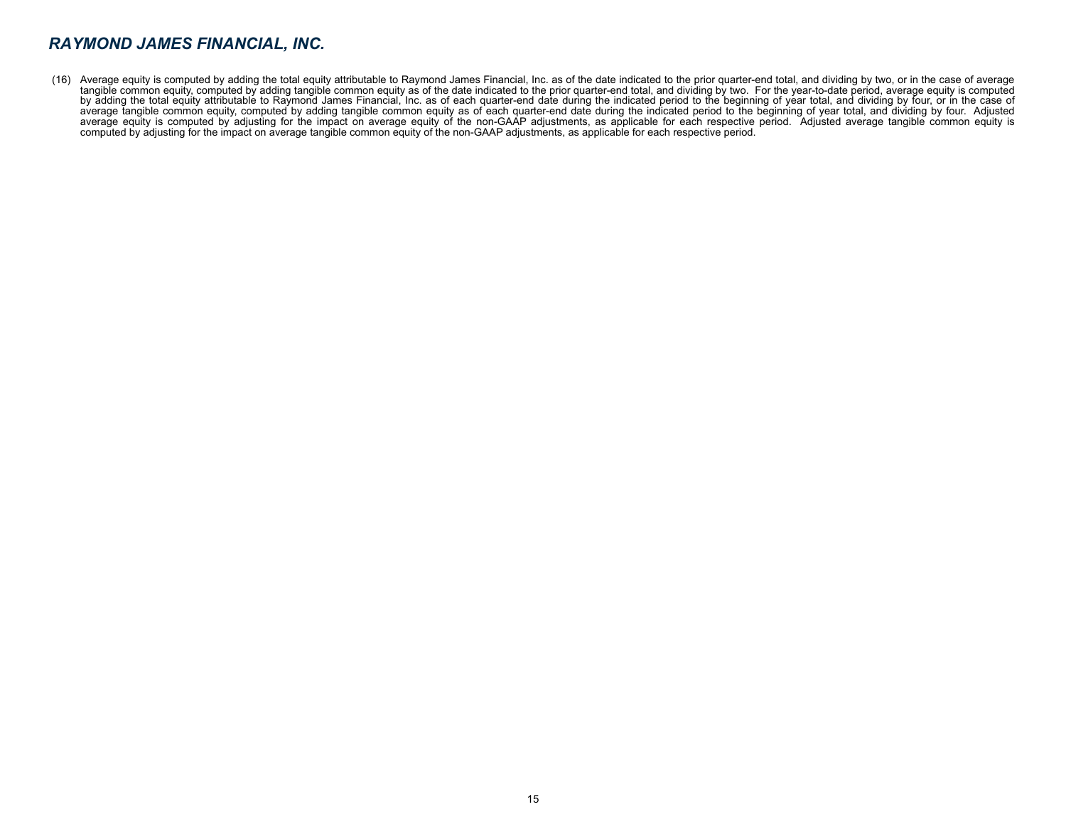(16) Average equity is computed by adding the total equity attributable to Raymond James Financial, Inc. as of the date indicated to the prior quarter-end total, and dividing by two, or in the case of average tangible common equity, computed by adding tangible common equity as of the date indicated to the prior quarter-end total, and dividing by two. For the year-to-date period, average equity is computed by adding the total equity attributable to Raymond James Financial, Inc. as of each quarter-end date during the indicated period to the beginning of year total, and dividing by four, or in the case of average tangible common equity, computed by adding tangible common equity as of each quarter-end date during the indicated period to the beginning of year total, and dividing by four. Adjusted average equity is computed by adjusting for the impact on average equity of the non-GAAP adjustments, as applicable for each respective period. Adjusted average tangible common equity is computed by adjusting for the impact on average tangible common equity of the non-GAAP adjustments, as applicable for each respective period.